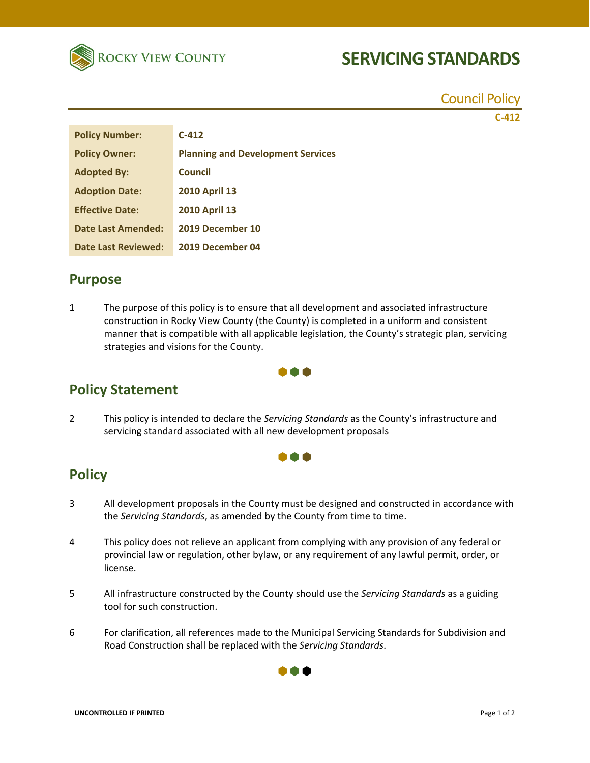Rocky View County

# SERVICING STANDARDS

Council Policy

C-412

| Policy Number: | C-412 |
|---|---|
| Policy Owner: | Planning and Development Services |
| Adopted By: | Council |
| Adoption Date: | 2010 April 13 |
| Effective Date: | 2010 April 13 |
| Date Last Amended: | 2019 December 10 |
| Date Last Reviewed: | 2019 December 04 |

## Purpose

1 The purpose of this policy is to ensure that all development and associated infrastructure construction in Rocky View County (the County) is completed in a uniform and consistent manner that is compatible with all applicable legislation, the County's strategic plan, servicing strategies and visions for the County.

## Policy Statement

2 This policy is intended to declare the *Servicing Standards* as the County's infrastructure and servicing standard associated with all new development proposals

## Policy

3 All development proposals in the County must be designed and constructed in accordance with the *Servicing Standards*, as amended by the County from time to time.

4 This policy does not relieve an applicant from complying with any provision of any federal or provincial law or regulation, other bylaw, or any requirement of any lawful permit, order, or license.

5 All infrastructure constructed by the County should use the *Servicing Standards* as a guiding tool for such construction.

6 For clarification, all references made to the Municipal Servicing Standards for Subdivision and Road Construction shall be replaced with the *Servicing Standards*.

UNCONTROLLED IF PRINTED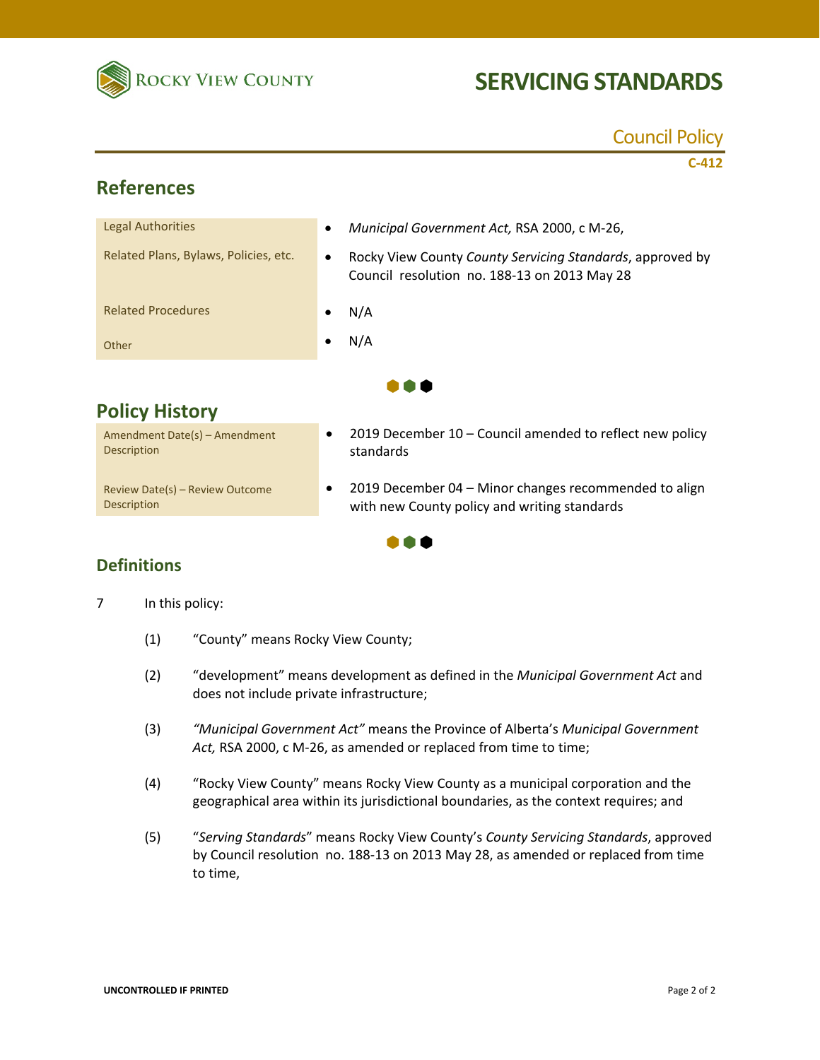# SERVICING STANDARDS

Council Policy

**C-412**

## References

| | |
|---|---|
| Legal Authorities | • *Municipal Government Act,* RSA 2000, c M-26, |
| Related Plans, Bylaws, Policies, etc. | • Rocky View County *County Servicing Standards*, approved by Council resolution no. 188-13 on 2013 May 28 |
| Related Procedures | • N/A |
| Other | • N/A |

## Policy History

| | |
|---|---|
| Amendment Date(s) – Amendment Description | • 2019 December 10 – Council amended to reflect new policy standards |
| Review Date(s) – Review Outcome Description | • 2019 December 04 – Minor changes recommended to align with new County policy and writing standards |

## Definitions

7 In this policy:

(1) "County" means Rocky View County;

(2) "development" means development as defined in the *Municipal Government Act* and does not include private infrastructure;

(3) *"Municipal Government Act"* means the Province of Alberta's *Municipal Government Act,* RSA 2000, c M-26, as amended or replaced from time to time;

(4) "Rocky View County" means Rocky View County as a municipal corporation and the geographical area within its jurisdictional boundaries, as the context requires; and

(5) "*Serving Standards*" means Rocky View County's *County Servicing Standards*, approved by Council resolution no. 188-13 on 2013 May 28, as amended or replaced from time to time,

**UNCONTROLLED IF PRINTED**